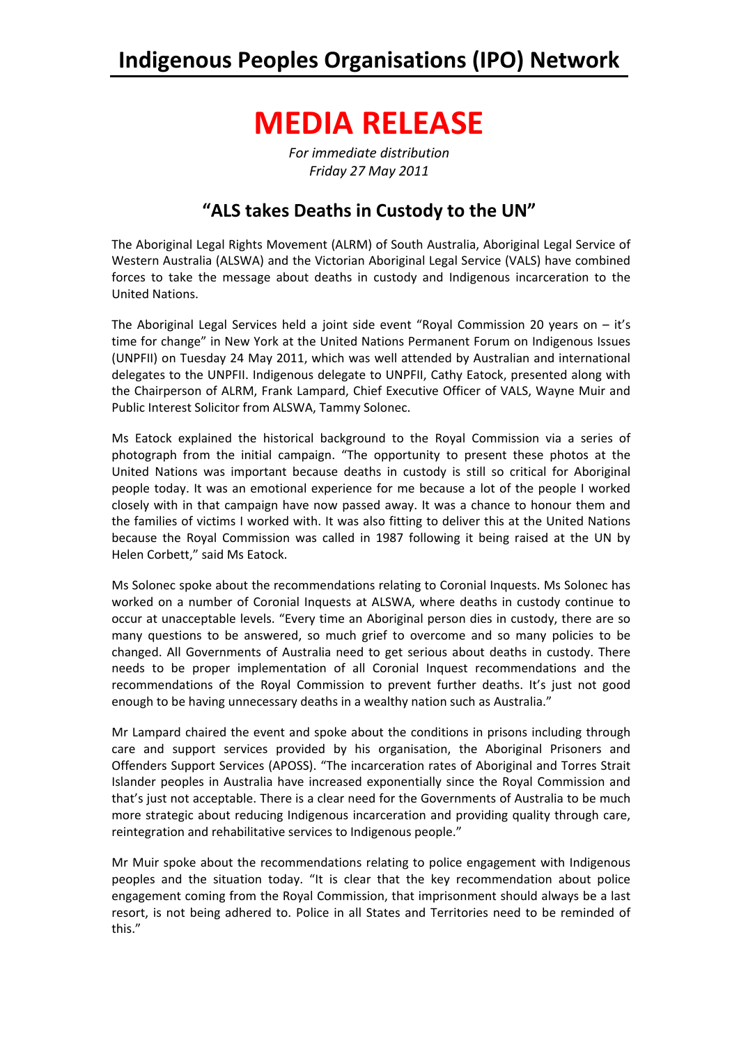# Indigenous Peoples Organisations (IPO) Network

# MEDIA RELEASE

*For immediate distribution*
*Friday 27 May 2011*

## "ALS takes Deaths in Custody to the UN"

The Aboriginal Legal Rights Movement (ALRM) of South Australia, Aboriginal Legal Service of Western Australia (ALSWA) and the Victorian Aboriginal Legal Service (VALS) have combined forces to take the message about deaths in custody and Indigenous incarceration to the United Nations.

The Aboriginal Legal Services held a joint side event "Royal Commission 20 years on – it's time for change" in New York at the United Nations Permanent Forum on Indigenous Issues (UNPFII) on Tuesday 24 May 2011, which was well attended by Australian and international delegates to the UNPFII. Indigenous delegate to UNPFII, Cathy Eatock, presented along with the Chairperson of ALRM, Frank Lampard, Chief Executive Officer of VALS, Wayne Muir and Public Interest Solicitor from ALSWA, Tammy Solonec.

Ms Eatock explained the historical background to the Royal Commission via a series of photograph from the initial campaign. "The opportunity to present these photos at the United Nations was important because deaths in custody is still so critical for Aboriginal people today. It was an emotional experience for me because a lot of the people I worked closely with in that campaign have now passed away. It was a chance to honour them and the families of victims I worked with. It was also fitting to deliver this at the United Nations because the Royal Commission was called in 1987 following it being raised at the UN by Helen Corbett," said Ms Eatock.

Ms Solonec spoke about the recommendations relating to Coronial Inquests. Ms Solonec has worked on a number of Coronial Inquests at ALSWA, where deaths in custody continue to occur at unacceptable levels. "Every time an Aboriginal person dies in custody, there are so many questions to be answered, so much grief to overcome and so many policies to be changed. All Governments of Australia need to get serious about deaths in custody. There needs to be proper implementation of all Coronial Inquest recommendations and the recommendations of the Royal Commission to prevent further deaths. It's just not good enough to be having unnecessary deaths in a wealthy nation such as Australia."

Mr Lampard chaired the event and spoke about the conditions in prisons including through care and support services provided by his organisation, the Aboriginal Prisoners and Offenders Support Services (APOSS). "The incarceration rates of Aboriginal and Torres Strait Islander peoples in Australia have increased exponentially since the Royal Commission and that's just not acceptable. There is a clear need for the Governments of Australia to be much more strategic about reducing Indigenous incarceration and providing quality through care, reintegration and rehabilitative services to Indigenous people."

Mr Muir spoke about the recommendations relating to police engagement with Indigenous peoples and the situation today. "It is clear that the key recommendation about police engagement coming from the Royal Commission, that imprisonment should always be a last resort, is not being adhered to. Police in all States and Territories need to be reminded of this."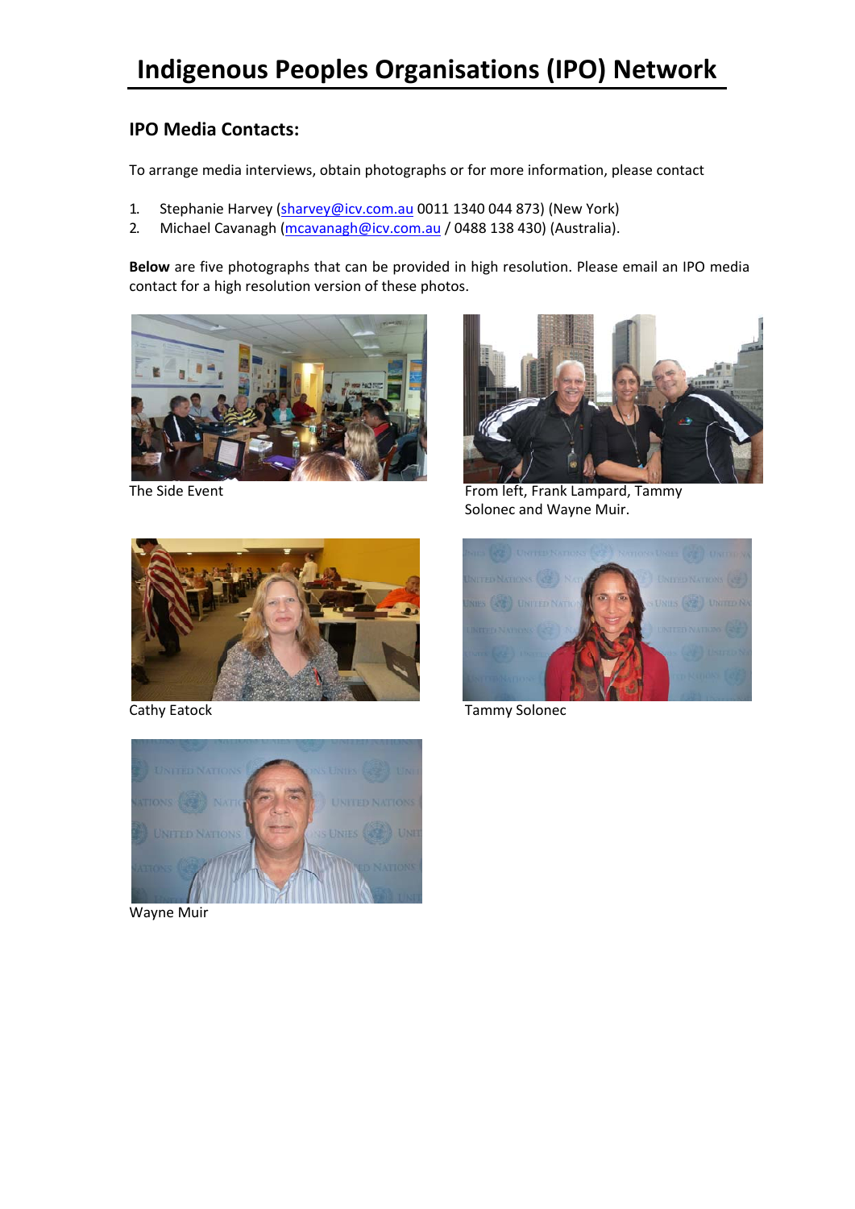# Indigenous Peoples Organisations (IPO) Network

## IPO Media Contacts:

To arrange media interviews, obtain photographs or for more information, please contact

1. Stephanie Harvey (sharvey@icv.com.au 0011 1340 044 873) (New York)
2. Michael Cavanagh (mcavanagh@icv.com.au / 0488 138 430) (Australia).

**Below** are five photographs that can be provided in high resolution. Please email an IPO media contact for a high resolution version of these photos.

The Side Event

From left, Frank Lampard, Tammy Solonec and Wayne Muir.

Cathy Eatock

Tammy Solonec

Wayne Muir